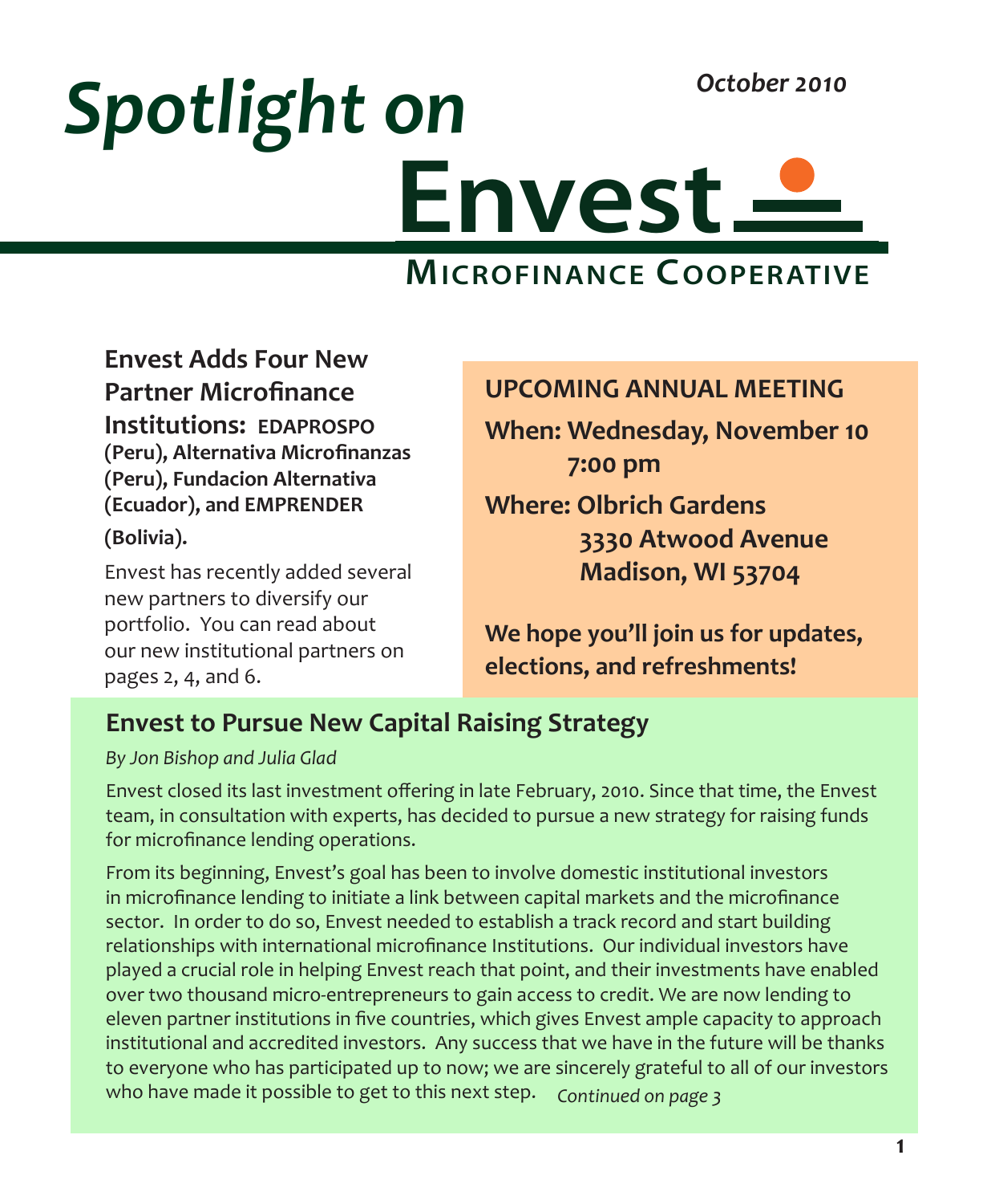*October 2010*

# *Spotlight on* Envest

## MICROFINANCE COOPERATIVE

### Envest Adds Four New Partner Microfinance Institutions: EDAPROSPO (Peru), Alternativa Microfinanzas (Peru), Fundacion Alternativa (Ecuador), and EMPRENDER (Bolivia).

Envest has recently added several new partners to diversify our portfolio. You can read about our new institutional partners on pages 2, 4, and 6.

**UPCOMING ANNUAL MEETING**

**When: Wednesday, November 10**
**7:00 pm**

**Where: Olbrich Gardens**
**3330 Atwood Avenue**
**Madison, WI 53704**

**We hope you'll join us for updates, elections, and refreshments!**

### Envest to Pursue New Capital Raising Strategy

*By Jon Bishop and Julia Glad*

Envest closed its last investment offering in late February, 2010. Since that time, the Envest team, in consultation with experts, has decided to pursue a new strategy for raising funds for microfinance lending operations.

From its beginning, Envest's goal has been to involve domestic institutional investors in microfinance lending to initiate a link between capital markets and the microfinance sector. In order to do so, Envest needed to establish a track record and start building relationships with international microfinance Institutions. Our individual investors have played a crucial role in helping Envest reach that point, and their investments have enabled over two thousand micro-entrepreneurs to gain access to credit. We are now lending to eleven partner institutions in five countries, which gives Envest ample capacity to approach institutional and accredited investors. Any success that we have in the future will be thanks to everyone who has participated up to now; we are sincerely grateful to all of our investors who have made it possible to get to this next step. *Continued on page 3*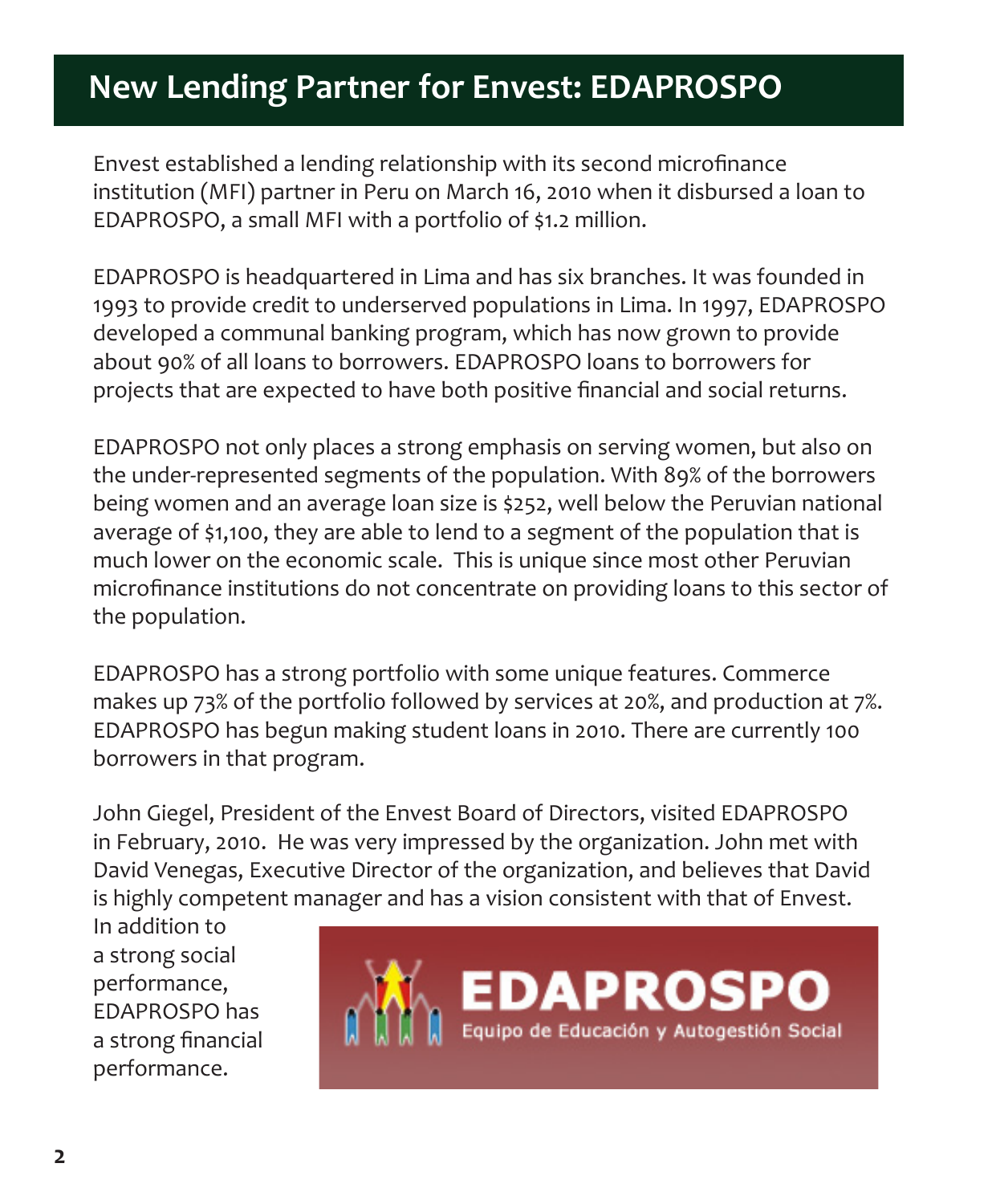# New Lending Partner for Envest: EDAPROSPO

Envest established a lending relationship with its second microfinance institution (MFI) partner in Peru on March 16, 2010 when it disbursed a loan to EDAPROSPO, a small MFI with a portfolio of $1.2 million.

EDAPROSPO is headquartered in Lima and has six branches. It was founded in 1993 to provide credit to underserved populations in Lima. In 1997, EDAPROSPO developed a communal banking program, which has now grown to provide about 90% of all loans to borrowers. EDAPROSPO loans to borrowers for projects that are expected to have both positive financial and social returns.

EDAPROSPO not only places a strong emphasis on serving women, but also on the under-represented segments of the population. With 89% of the borrowers being women and an average loan size is $252, well below the Peruvian national average of $1,100, they are able to lend to a segment of the population that is much lower on the economic scale. This is unique since most other Peruvian microfinance institutions do not concentrate on providing loans to this sector of the population.

EDAPROSPO has a strong portfolio with some unique features. Commerce makes up 73% of the portfolio followed by services at 20%, and production at 7%. EDAPROSPO has begun making student loans in 2010. There are currently 100 borrowers in that program.

John Giegel, President of the Envest Board of Directors, visited EDAPROSPO in February, 2010. He was very impressed by the organization. John met with David Venegas, Executive Director of the organization, and believes that David is highly competent manager and has a vision consistent with that of Envest. In addition to a strong social performance, EDAPROSPO has a strong financial performance.

EDAPROSPO
Equipo de Educación y Autogestión Social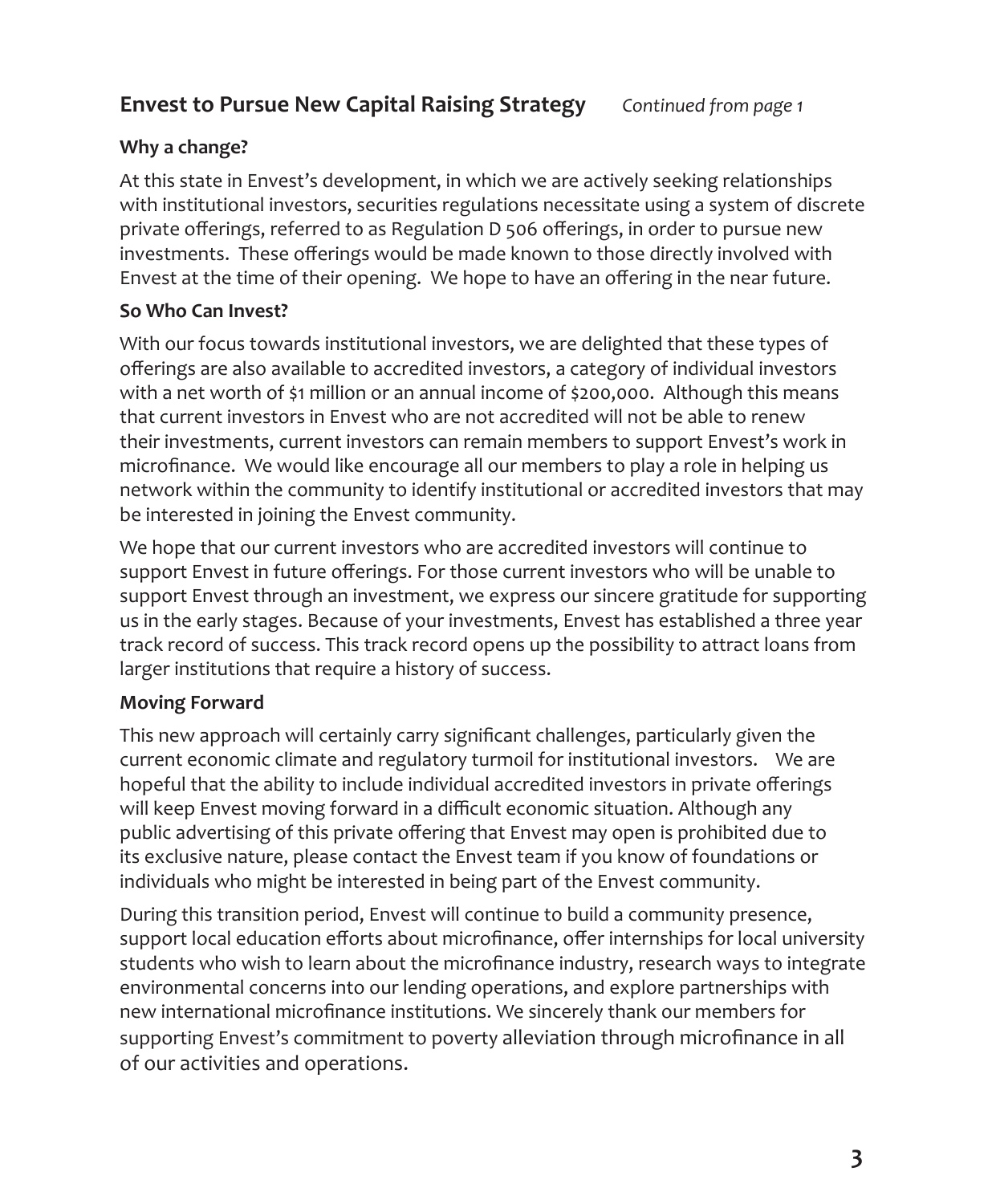## Envest to Pursue New Capital Raising Strategy *Continued from page 1*

### Why a change?

At this state in Envest's development, in which we are actively seeking relationships with institutional investors, securities regulations necessitate using a system of discrete private offerings, referred to as Regulation D 506 offerings, in order to pursue new investments. These offerings would be made known to those directly involved with Envest at the time of their opening. We hope to have an offering in the near future.

### So Who Can Invest?

With our focus towards institutional investors, we are delighted that these types of offerings are also available to accredited investors, a category of individual investors with a net worth of $1 million or an annual income of $200,000. Although this means that current investors in Envest who are not accredited will not be able to renew their investments, current investors can remain members to support Envest's work in microfinance. We would like encourage all our members to play a role in helping us network within the community to identify institutional or accredited investors that may be interested in joining the Envest community.

We hope that our current investors who are accredited investors will continue to support Envest in future offerings. For those current investors who will be unable to support Envest through an investment, we express our sincere gratitude for supporting us in the early stages. Because of your investments, Envest has established a three year track record of success. This track record opens up the possibility to attract loans from larger institutions that require a history of success.

### Moving Forward

This new approach will certainly carry significant challenges, particularly given the current economic climate and regulatory turmoil for institutional investors. We are hopeful that the ability to include individual accredited investors in private offerings will keep Envest moving forward in a difficult economic situation. Although any public advertising of this private offering that Envest may open is prohibited due to its exclusive nature, please contact the Envest team if you know of foundations or individuals who might be interested in being part of the Envest community.

During this transition period, Envest will continue to build a community presence, support local education efforts about microfinance, offer internships for local university students who wish to learn about the microfinance industry, research ways to integrate environmental concerns into our lending operations, and explore partnerships with new international microfinance institutions. We sincerely thank our members for supporting Envest's commitment to poverty alleviation through microfinance in all of our activities and operations.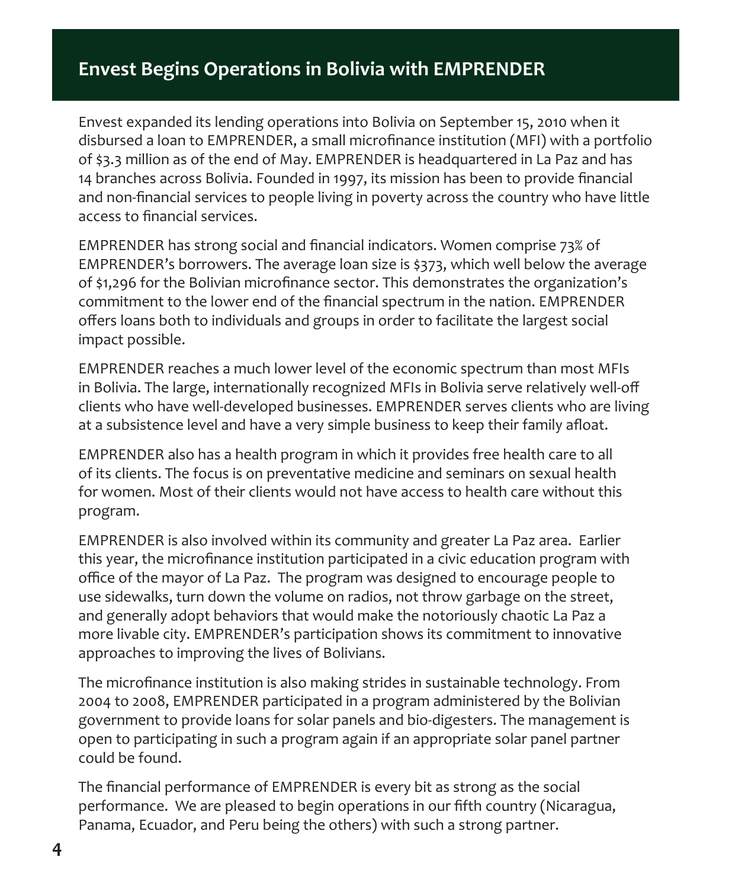## Envest Begins Operations in Bolivia with EMPRENDER

Envest expanded its lending operations into Bolivia on September 15, 2010 when it disbursed a loan to EMPRENDER, a small microfinance institution (MFI) with a portfolio of $3.3 million as of the end of May. EMPRENDER is headquartered in La Paz and has 14 branches across Bolivia. Founded in 1997, its mission has been to provide financial and non-financial services to people living in poverty across the country who have little access to financial services.

EMPRENDER has strong social and financial indicators. Women comprise 73% of EMPRENDER's borrowers. The average loan size is $373, which well below the average of $1,296 for the Bolivian microfinance sector. This demonstrates the organization's commitment to the lower end of the financial spectrum in the nation. EMPRENDER offers loans both to individuals and groups in order to facilitate the largest social impact possible.

EMPRENDER reaches a much lower level of the economic spectrum than most MFIs in Bolivia. The large, internationally recognized MFIs in Bolivia serve relatively well-off clients who have well-developed businesses. EMPRENDER serves clients who are living at a subsistence level and have a very simple business to keep their family afloat.

EMPRENDER also has a health program in which it provides free health care to all of its clients. The focus is on preventative medicine and seminars on sexual health for women. Most of their clients would not have access to health care without this program.

EMPRENDER is also involved within its community and greater La Paz area. Earlier this year, the microfinance institution participated in a civic education program with office of the mayor of La Paz. The program was designed to encourage people to use sidewalks, turn down the volume on radios, not throw garbage on the street, and generally adopt behaviors that would make the notoriously chaotic La Paz a more livable city. EMPRENDER's participation shows its commitment to innovative approaches to improving the lives of Bolivians.

The microfinance institution is also making strides in sustainable technology. From 2004 to 2008, EMPRENDER participated in a program administered by the Bolivian government to provide loans for solar panels and bio-digesters. The management is open to participating in such a program again if an appropriate solar panel partner could be found.

The financial performance of EMPRENDER is every bit as strong as the social performance. We are pleased to begin operations in our fifth country (Nicaragua, Panama, Ecuador, and Peru being the others) with such a strong partner.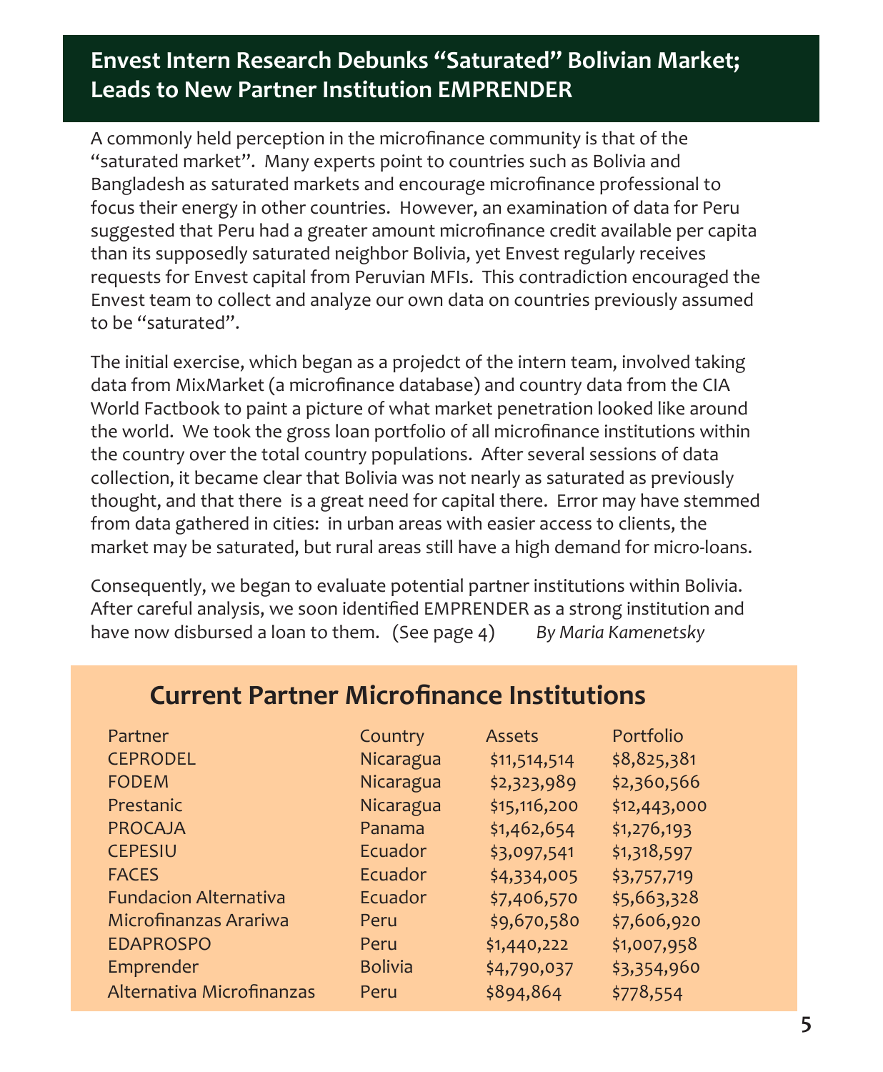## Envest Intern Research Debunks "Saturated" Bolivian Market; Leads to New Partner Institution EMPRENDER

A commonly held perception in the microfinance community is that of the "saturated market". Many experts point to countries such as Bolivia and Bangladesh as saturated markets and encourage microfinance professional to focus their energy in other countries. However, an examination of data for Peru suggested that Peru had a greater amount microfinance credit available per capita than its supposedly saturated neighbor Bolivia, yet Envest regularly receives requests for Envest capital from Peruvian MFIs. This contradiction encouraged the Envest team to collect and analyze our own data on countries previously assumed to be "saturated".

The initial exercise, which began as a projedct of the intern team, involved taking data from MixMarket (a microfinance database) and country data from the CIA World Factbook to paint a picture of what market penetration looked like around the world. We took the gross loan portfolio of all microfinance institutions within the country over the total country populations. After several sessions of data collection, it became clear that Bolivia was not nearly as saturated as previously thought, and that there is a great need for capital there. Error may have stemmed from data gathered in cities: in urban areas with easier access to clients, the market may be saturated, but rural areas still have a high demand for micro-loans.

Consequently, we began to evaluate potential partner institutions within Bolivia. After careful analysis, we soon identified EMPRENDER as a strong institution and have now disbursed a loan to them. (See page 4) *By Maria Kamenetsky*

## Current Partner Microfinance Institutions

| Partner | Country | Assets | Portfolio |
|---|---|---|---|
| CEPRODEL | Nicaragua | $11,514,514 | $8,825,381 |
| FODEM | Nicaragua | $2,323,989 | $2,360,566 |
| Prestanic | Nicaragua | $15,116,200 | $12,443,000 |
| PROCAJA | Panama | $1,462,654 | $1,276,193 |
| CEPESIU | Ecuador | $3,097,541 | $1,318,597 |
| FACES | Ecuador | $4,334,005 | $3,757,719 |
| Fundacion Alternativa | Ecuador | $7,406,570 | $5,663,328 |
| Microfinanzas Arariwa | Peru | $9,670,580 | $7,606,920 |
| EDAPROSPO | Peru | $1,440,222 | $1,007,958 |
| Emprender | Bolivia | $4,790,037 | $3,354,960 |
| Alternativa Microfinanzas | Peru | $894,864 | $778,554 |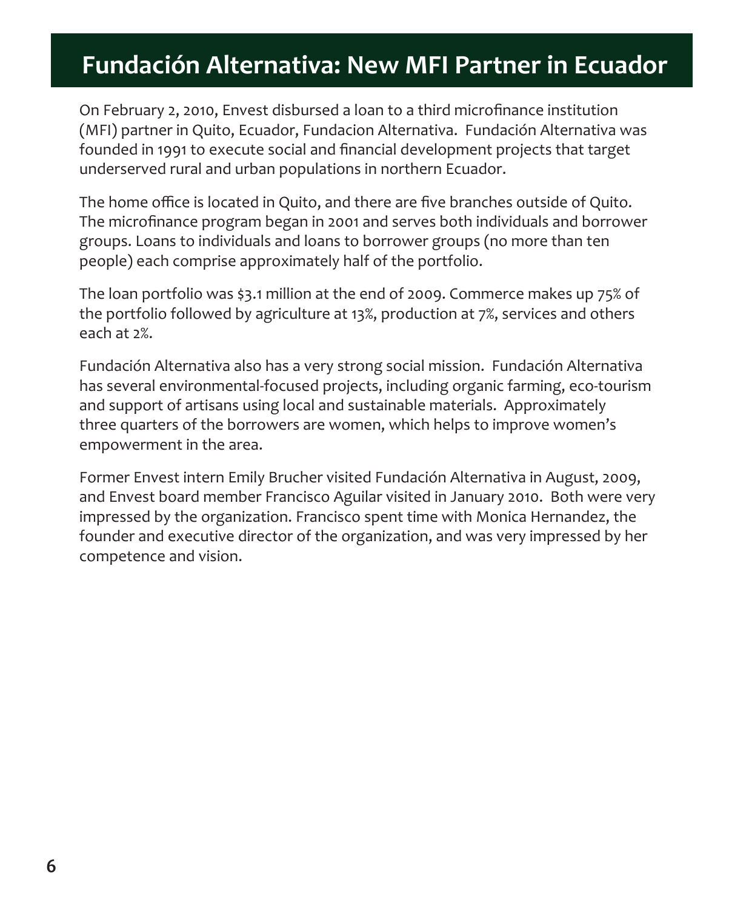# Fundación Alternativa: New MFI Partner in Ecuador

On February 2, 2010, Envest disbursed a loan to a third microfinance institution (MFI) partner in Quito, Ecuador, Fundacion Alternativa. Fundación Alternativa was founded in 1991 to execute social and financial development projects that target underserved rural and urban populations in northern Ecuador.

The home office is located in Quito, and there are five branches outside of Quito. The microfinance program began in 2001 and serves both individuals and borrower groups. Loans to individuals and loans to borrower groups (no more than ten people) each comprise approximately half of the portfolio.

The loan portfolio was $3.1 million at the end of 2009. Commerce makes up 75% of the portfolio followed by agriculture at 13%, production at 7%, services and others each at 2%.

Fundación Alternativa also has a very strong social mission. Fundación Alternativa has several environmental-focused projects, including organic farming, eco-tourism and support of artisans using local and sustainable materials. Approximately three quarters of the borrowers are women, which helps to improve women's empowerment in the area.

Former Envest intern Emily Brucher visited Fundación Alternativa in August, 2009, and Envest board member Francisco Aguilar visited in January 2010. Both were very impressed by the organization. Francisco spent time with Monica Hernandez, the founder and executive director of the organization, and was very impressed by her competence and vision.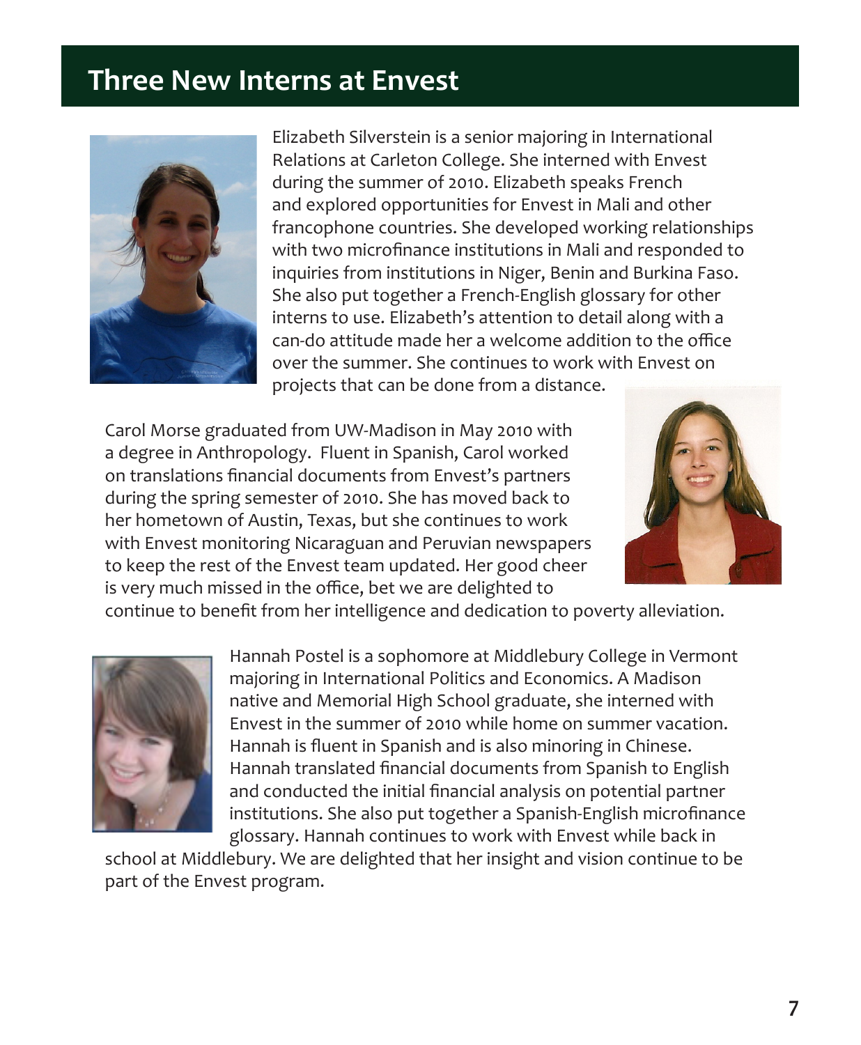# Three New Interns at Envest

Elizabeth Silverstein is a senior majoring in International Relations at Carleton College. She interned with Envest during the summer of 2010. Elizabeth speaks French and explored opportunities for Envest in Mali and other francophone countries. She developed working relationships with two microfinance institutions in Mali and responded to inquiries from institutions in Niger, Benin and Burkina Faso. She also put together a French-English glossary for other interns to use. Elizabeth's attention to detail along with a can-do attitude made her a welcome addition to the office over the summer. She continues to work with Envest on projects that can be done from a distance.

Carol Morse graduated from UW-Madison in May 2010 with a degree in Anthropology. Fluent in Spanish, Carol worked on translations financial documents from Envest's partners during the spring semester of 2010. She has moved back to her hometown of Austin, Texas, but she continues to work with Envest monitoring Nicaraguan and Peruvian newspapers to keep the rest of the Envest team updated. Her good cheer is very much missed in the office, bet we are delighted to continue to benefit from her intelligence and dedication to poverty alleviation.

Hannah Postel is a sophomore at Middlebury College in Vermont majoring in International Politics and Economics. A Madison native and Memorial High School graduate, she interned with Envest in the summer of 2010 while home on summer vacation. Hannah is fluent in Spanish and is also minoring in Chinese. Hannah translated financial documents from Spanish to English and conducted the initial financial analysis on potential partner institutions. She also put together a Spanish-English microfinance glossary. Hannah continues to work with Envest while back in school at Middlebury. We are delighted that her insight and vision continue to be part of the Envest program.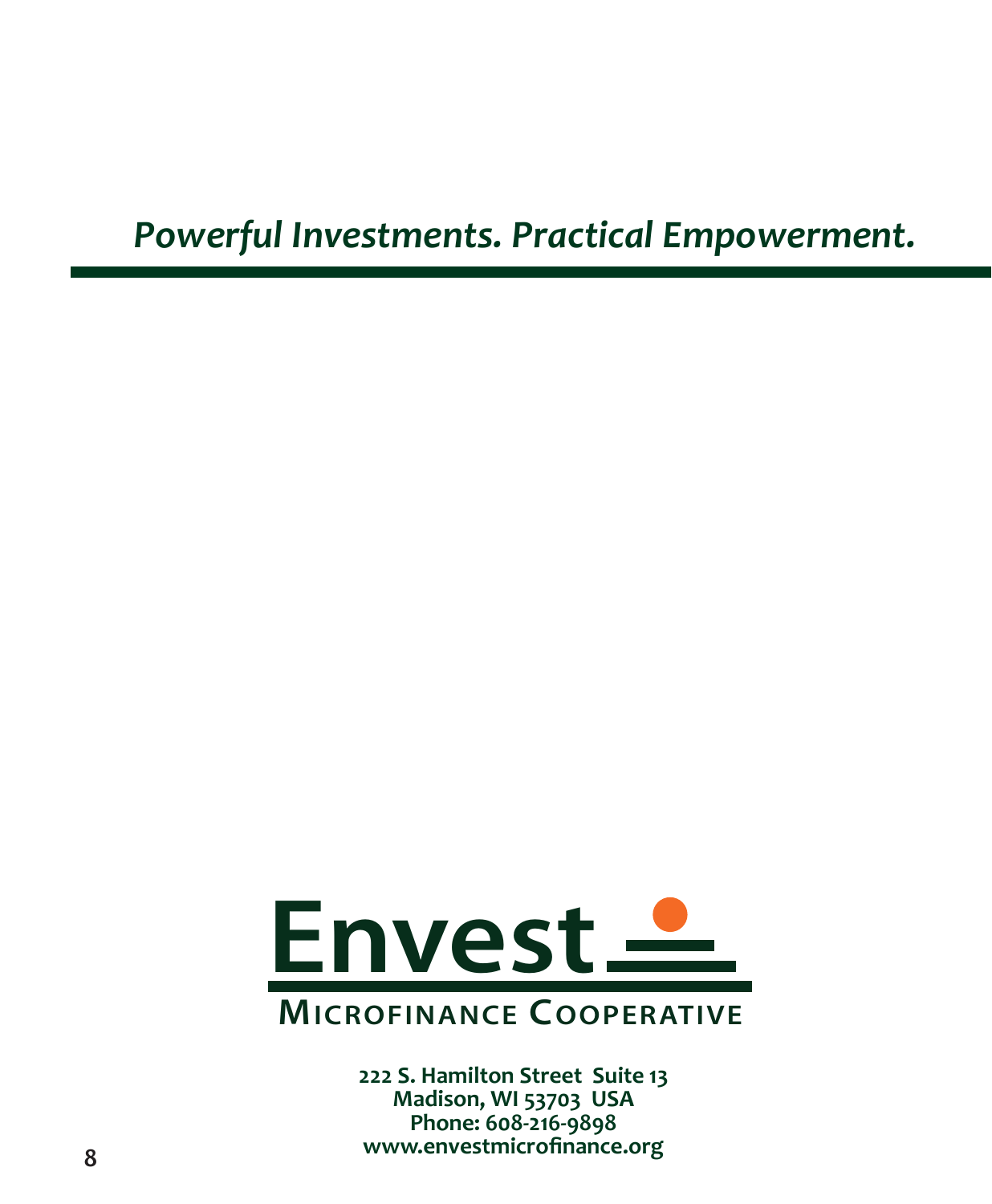*Powerful Investments. Practical Empowerment.*

**Envest**

**MICROFINANCE COOPERATIVE**

**222 S. Hamilton Street Suite 13**
**Madison, WI 53703 USA**
**Phone: 608-216-9898**
**www.envestmicrofinance.org**